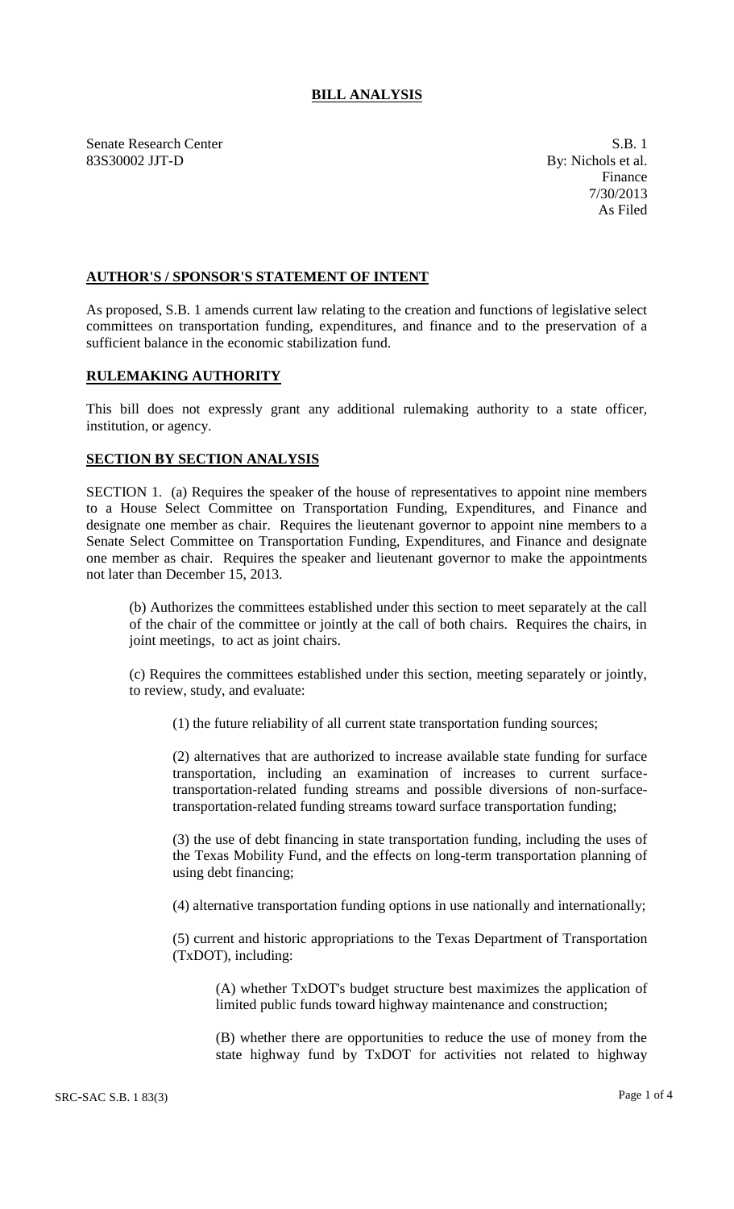# BILL ANALYSIS

Senate Research Center
83S30002 JJT-D

S.B. 1
By: Nichols et al.
Finance
7/30/2013
As Filed

## AUTHOR'S / SPONSOR'S STATEMENT OF INTENT

As proposed, S.B. 1 amends current law relating to the creation and functions of legislative select committees on transportation funding, expenditures, and finance and to the preservation of a sufficient balance in the economic stabilization fund.

## RULEMAKING AUTHORITY

This bill does not expressly grant any additional rulemaking authority to a state officer, institution, or agency.

## SECTION BY SECTION ANALYSIS

SECTION 1. (a) Requires the speaker of the house of representatives to appoint nine members to a House Select Committee on Transportation Funding, Expenditures, and Finance and designate one member as chair. Requires the lieutenant governor to appoint nine members to a Senate Select Committee on Transportation Funding, Expenditures, and Finance and designate one member as chair. Requires the speaker and lieutenant governor to make the appointments not later than December 15, 2013.

(b) Authorizes the committees established under this section to meet separately at the call of the chair of the committee or jointly at the call of both chairs. Requires the chairs, in joint meetings, to act as joint chairs.

(c) Requires the committees established under this section, meeting separately or jointly, to review, study, and evaluate:

(1) the future reliability of all current state transportation funding sources;

(2) alternatives that are authorized to increase available state funding for surface transportation, including an examination of increases to current surface-transportation-related funding streams and possible diversions of non-surface-transportation-related funding streams toward surface transportation funding;

(3) the use of debt financing in state transportation funding, including the uses of the Texas Mobility Fund, and the effects on long-term transportation planning of using debt financing;

(4) alternative transportation funding options in use nationally and internationally;

(5) current and historic appropriations to the Texas Department of Transportation (TxDOT), including:

(A) whether TxDOT's budget structure best maximizes the application of limited public funds toward highway maintenance and construction;

(B) whether there are opportunities to reduce the use of money from the state highway fund by TxDOT for activities not related to highway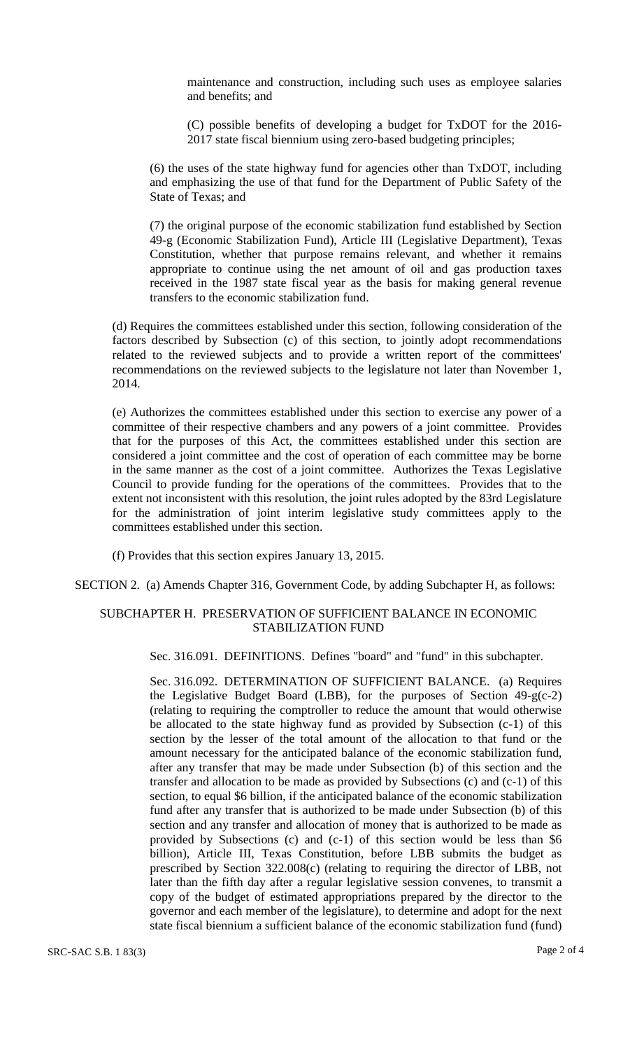maintenance and construction, including such uses as employee salaries and benefits; and

(C) possible benefits of developing a budget for TxDOT for the 2016-2017 state fiscal biennium using zero-based budgeting principles;

(6) the uses of the state highway fund for agencies other than TxDOT, including and emphasizing the use of that fund for the Department of Public Safety of the State of Texas; and

(7) the original purpose of the economic stabilization fund established by Section 49-g (Economic Stabilization Fund), Article III (Legislative Department), Texas Constitution, whether that purpose remains relevant, and whether it remains appropriate to continue using the net amount of oil and gas production taxes received in the 1987 state fiscal year as the basis for making general revenue transfers to the economic stabilization fund.

(d) Requires the committees established under this section, following consideration of the factors described by Subsection (c) of this section, to jointly adopt recommendations related to the reviewed subjects and to provide a written report of the committees' recommendations on the reviewed subjects to the legislature not later than November 1, 2014.

(e) Authorizes the committees established under this section to exercise any power of a committee of their respective chambers and any powers of a joint committee. Provides that for the purposes of this Act, the committees established under this section are considered a joint committee and the cost of operation of each committee may be borne in the same manner as the cost of a joint committee. Authorizes the Texas Legislative Council to provide funding for the operations of the committees. Provides that to the extent not inconsistent with this resolution, the joint rules adopted by the 83rd Legislature for the administration of joint interim legislative study committees apply to the committees established under this section.

(f) Provides that this section expires January 13, 2015.

SECTION 2. (a) Amends Chapter 316, Government Code, by adding Subchapter H, as follows:

SUBCHAPTER H. PRESERVATION OF SUFFICIENT BALANCE IN ECONOMIC STABILIZATION FUND

Sec. 316.091. DEFINITIONS. Defines "board" and "fund" in this subchapter.

Sec. 316.092. DETERMINATION OF SUFFICIENT BALANCE. (a) Requires the Legislative Budget Board (LBB), for the purposes of Section 49-g(c-2) (relating to requiring the comptroller to reduce the amount that would otherwise be allocated to the state highway fund as provided by Subsection (c-1) of this section by the lesser of the total amount of the allocation to that fund or the amount necessary for the anticipated balance of the economic stabilization fund, after any transfer that may be made under Subsection (b) of this section and the transfer and allocation to be made as provided by Subsections (c) and (c-1) of this section, to equal $6 billion, if the anticipated balance of the economic stabilization fund after any transfer that is authorized to be made under Subsection (b) of this section and any transfer and allocation of money that is authorized to be made as provided by Subsections (c) and (c-1) of this section would be less than $6 billion), Article III, Texas Constitution, before LBB submits the budget as prescribed by Section 322.008(c) (relating to requiring the director of LBB, not later than the fifth day after a regular legislative session convenes, to transmit a copy of the budget of estimated appropriations prepared by the director to the governor and each member of the legislature), to determine and adopt for the next state fiscal biennium a sufficient balance of the economic stabilization fund (fund)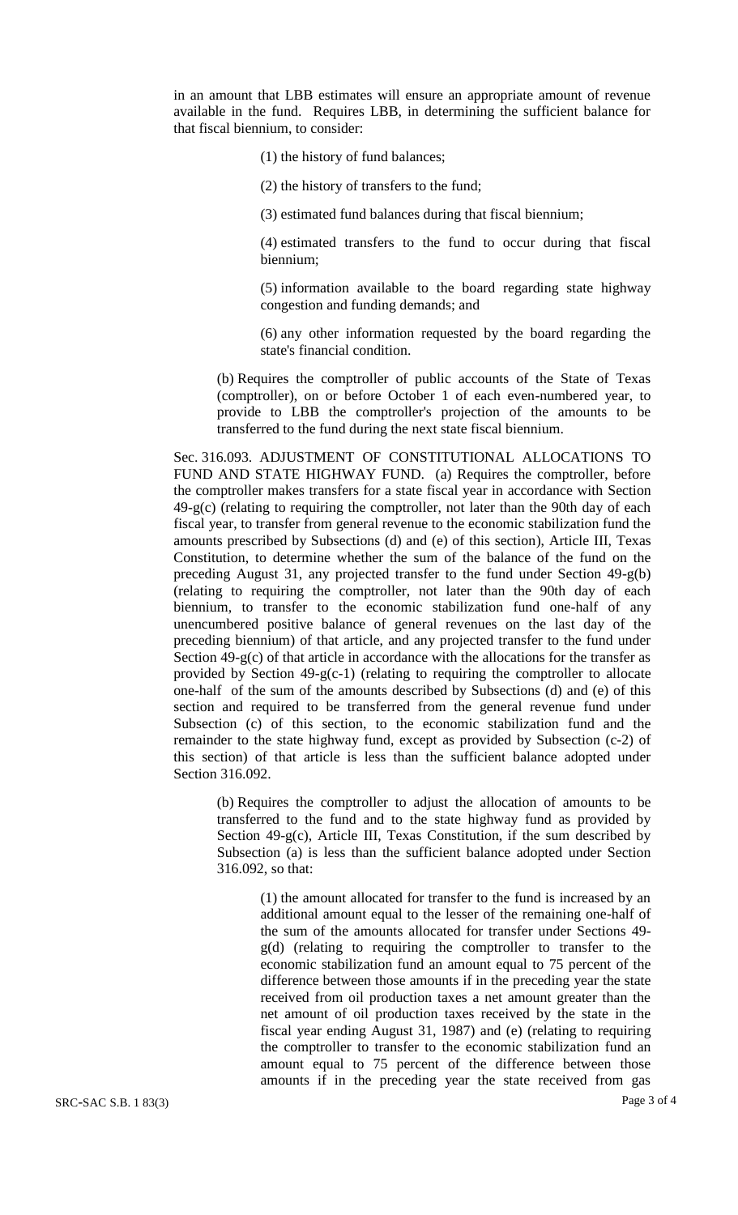in an amount that LBB estimates will ensure an appropriate amount of revenue available in the fund. Requires LBB, in determining the sufficient balance for that fiscal biennium, to consider:

(1) the history of fund balances;

(2) the history of transfers to the fund;

(3) estimated fund balances during that fiscal biennium;

(4) estimated transfers to the fund to occur during that fiscal biennium;

(5) information available to the board regarding state highway congestion and funding demands; and

(6) any other information requested by the board regarding the state's financial condition.

(b) Requires the comptroller of public accounts of the State of Texas (comptroller), on or before October 1 of each even-numbered year, to provide to LBB the comptroller's projection of the amounts to be transferred to the fund during the next state fiscal biennium.

Sec. 316.093. ADJUSTMENT OF CONSTITUTIONAL ALLOCATIONS TO FUND AND STATE HIGHWAY FUND. (a) Requires the comptroller, before the comptroller makes transfers for a state fiscal year in accordance with Section 49-g(c) (relating to requiring the comptroller, not later than the 90th day of each fiscal year, to transfer from general revenue to the economic stabilization fund the amounts prescribed by Subsections (d) and (e) of this section), Article III, Texas Constitution, to determine whether the sum of the balance of the fund on the preceding August 31, any projected transfer to the fund under Section 49-g(b) (relating to requiring the comptroller, not later than the 90th day of each biennium, to transfer to the economic stabilization fund one-half of any unencumbered positive balance of general revenues on the last day of the preceding biennium) of that article, and any projected transfer to the fund under Section 49-g(c) of that article in accordance with the allocations for the transfer as provided by Section 49-g(c-1) (relating to requiring the comptroller to allocate one-half of the sum of the amounts described by Subsections (d) and (e) of this section and required to be transferred from the general revenue fund under Subsection (c) of this section, to the economic stabilization fund and the remainder to the state highway fund, except as provided by Subsection (c-2) of this section) of that article is less than the sufficient balance adopted under Section 316.092.

(b) Requires the comptroller to adjust the allocation of amounts to be transferred to the fund and to the state highway fund as provided by Section 49-g(c), Article III, Texas Constitution, if the sum described by Subsection (a) is less than the sufficient balance adopted under Section 316.092, so that:

(1) the amount allocated for transfer to the fund is increased by an additional amount equal to the lesser of the remaining one-half of the sum of the amounts allocated for transfer under Sections 49-g(d) (relating to requiring the comptroller to transfer to the economic stabilization fund an amount equal to 75 percent of the difference between those amounts if in the preceding year the state received from oil production taxes a net amount greater than the net amount of oil production taxes received by the state in the fiscal year ending August 31, 1987) and (e) (relating to requiring the comptroller to transfer to the economic stabilization fund an amount equal to 75 percent of the difference between those amounts if in the preceding year the state received from gas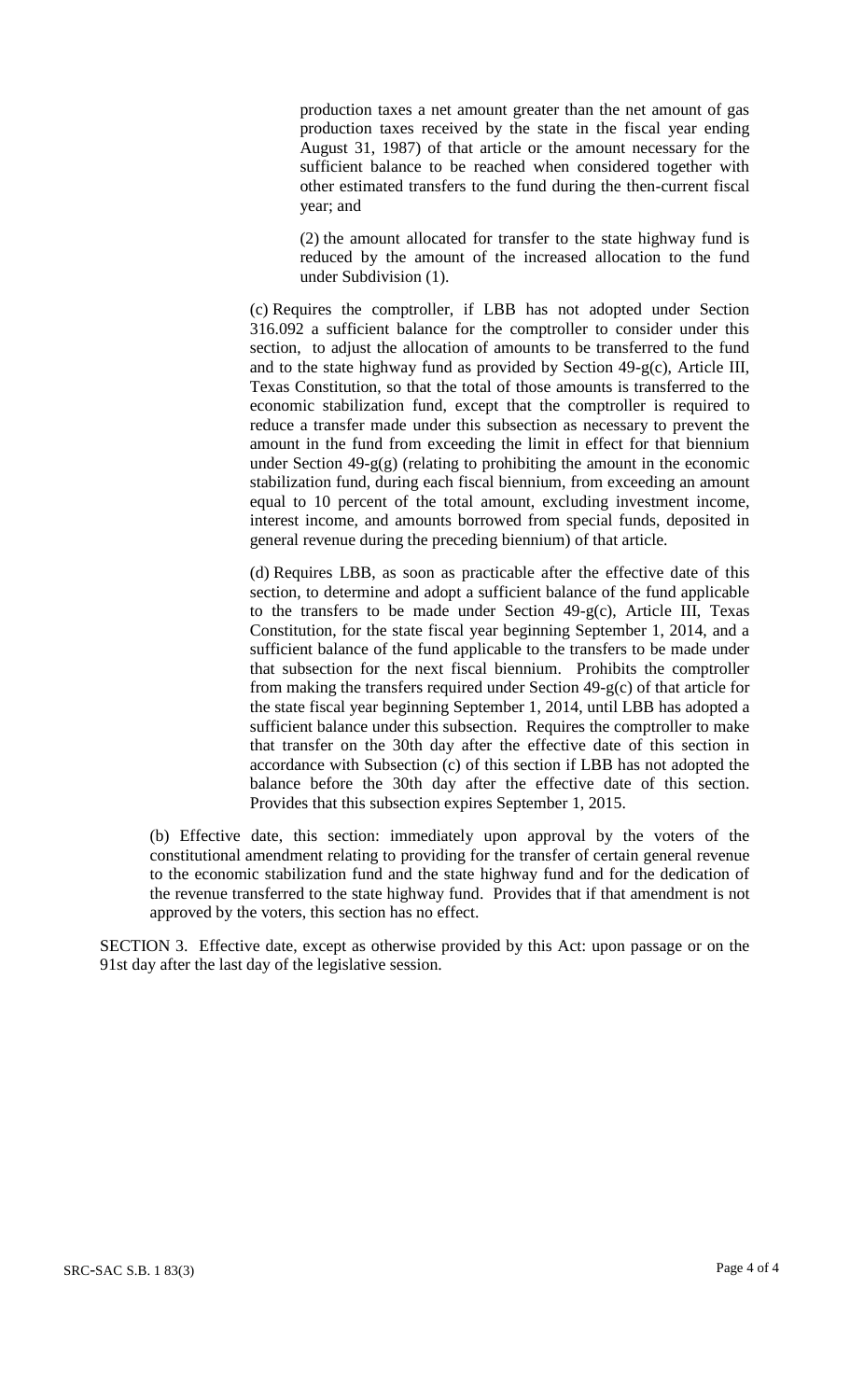production taxes a net amount greater than the net amount of gas production taxes received by the state in the fiscal year ending August 31, 1987) of that article or the amount necessary for the sufficient balance to be reached when considered together with other estimated transfers to the fund during the then-current fiscal year; and

(2) the amount allocated for transfer to the state highway fund is reduced by the amount of the increased allocation to the fund under Subdivision (1).

(c) Requires the comptroller, if LBB has not adopted under Section 316.092 a sufficient balance for the comptroller to consider under this section, to adjust the allocation of amounts to be transferred to the fund and to the state highway fund as provided by Section 49-g(c), Article III, Texas Constitution, so that the total of those amounts is transferred to the economic stabilization fund, except that the comptroller is required to reduce a transfer made under this subsection as necessary to prevent the amount in the fund from exceeding the limit in effect for that biennium under Section 49-g(g) (relating to prohibiting the amount in the economic stabilization fund, during each fiscal biennium, from exceeding an amount equal to 10 percent of the total amount, excluding investment income, interest income, and amounts borrowed from special funds, deposited in general revenue during the preceding biennium) of that article.

(d) Requires LBB, as soon as practicable after the effective date of this section, to determine and adopt a sufficient balance of the fund applicable to the transfers to be made under Section 49-g(c), Article III, Texas Constitution, for the state fiscal year beginning September 1, 2014, and a sufficient balance of the fund applicable to the transfers to be made under that subsection for the next fiscal biennium. Prohibits the comptroller from making the transfers required under Section 49-g(c) of that article for the state fiscal year beginning September 1, 2014, until LBB has adopted a sufficient balance under this subsection. Requires the comptroller to make that transfer on the 30th day after the effective date of this section in accordance with Subsection (c) of this section if LBB has not adopted the balance before the 30th day after the effective date of this section. Provides that this subsection expires September 1, 2015.

(b) Effective date, this section: immediately upon approval by the voters of the constitutional amendment relating to providing for the transfer of certain general revenue to the economic stabilization fund and the state highway fund and for the dedication of the revenue transferred to the state highway fund. Provides that if that amendment is not approved by the voters, this section has no effect.

SECTION 3. Effective date, except as otherwise provided by this Act: upon passage or on the 91st day after the last day of the legislative session.

SRC-SAC S.B. 1 83(3)